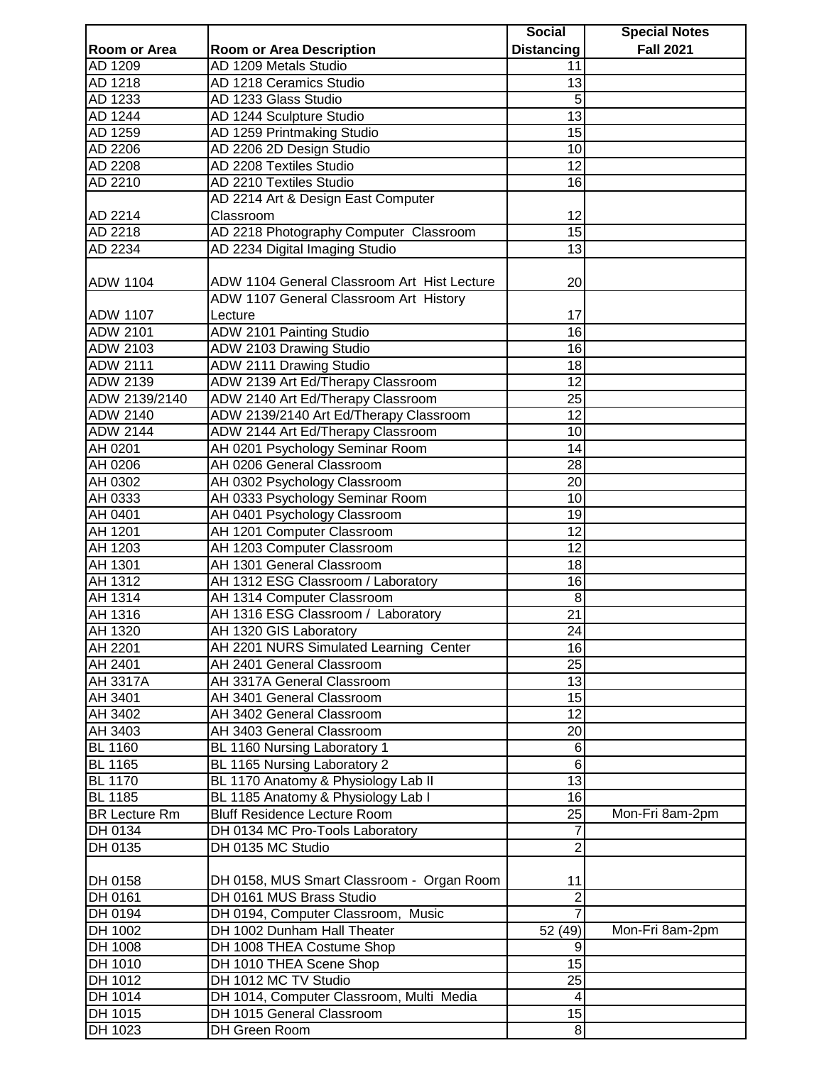| Room or Area | Room or Area Description | Social Distancing | Special Notes Fall 2021 |
|---|---|---|---|
| AD 1209 | AD 1209 Metals Studio | 11 | |
| AD 1218 | AD 1218 Ceramics Studio | 13 | |
| AD 1233 | AD 1233 Glass Studio | 5 | |
| AD 1244 | AD 1244 Sculpture Studio | 13 | |
| AD 1259 | AD 1259 Printmaking Studio | 15 | |
| AD 2206 | AD 2206 2D Design Studio | 10 | |
| AD 2208 | AD 2208 Textiles Studio | 12 | |
| AD 2210 | AD 2210 Textiles Studio | 16 | |
| AD 2214 | AD 2214 Art & Design East Computer Classroom | 12 | |
| AD 2218 | AD 2218 Photography Computer Classroom | 15 | |
| AD 2234 | AD 2234 Digital Imaging Studio | 13 | |
| ADW 1104 | ADW 1104 General Classroom Art Hist Lecture | 20 | |
| ADW 1107 | ADW 1107 General Classroom Art History Lecture | 17 | |
| ADW 2101 | ADW 2101 Painting Studio | 16 | |
| ADW 2103 | ADW 2103 Drawing Studio | 16 | |
| ADW 2111 | ADW 2111 Drawing Studio | 18 | |
| ADW 2139 | ADW 2139 Art Ed/Therapy Classroom | 12 | |
| ADW 2139/2140 | ADW 2140 Art Ed/Therapy Classroom | 25 | |
| ADW 2140 | ADW 2139/2140 Art Ed/Therapy Classroom | 12 | |
| ADW 2144 | ADW 2144 Art Ed/Therapy Classroom | 10 | |
| AH 0201 | AH 0201 Psychology Seminar Room | 14 | |
| AH 0206 | AH 0206 General Classroom | 28 | |
| AH 0302 | AH 0302 Psychology Classroom | 20 | |
| AH 0333 | AH 0333 Psychology Seminar Room | 10 | |
| AH 0401 | AH 0401 Psychology Classroom | 19 | |
| AH 1201 | AH 1201 Computer Classroom | 12 | |
| AH 1203 | AH 1203 Computer Classroom | 12 | |
| AH 1301 | AH 1301 General Classroom | 18 | |
| AH 1312 | AH 1312 ESG Classroom / Laboratory | 16 | |
| AH 1314 | AH 1314 Computer Classroom | 8 | |
| AH 1316 | AH 1316 ESG Classroom / Laboratory | 21 | |
| AH 1320 | AH 1320 GIS Laboratory | 24 | |
| AH 2201 | AH 2201 NURS Simulated Learning Center | 16 | |
| AH 2401 | AH 2401 General Classroom | 25 | |
| AH 3317A | AH 3317A General Classroom | 13 | |
| AH 3401 | AH 3401 General Classroom | 15 | |
| AH 3402 | AH 3402 General Classroom | 12 | |
| AH 3403 | AH 3403 General Classroom | 20 | |
| BL 1160 | BL 1160 Nursing Laboratory 1 | 6 | |
| BL 1165 | BL 1165 Nursing Laboratory 2 | 6 | |
| BL 1170 | BL 1170 Anatomy & Physiology Lab II | 13 | |
| BL 1185 | BL 1185 Anatomy & Physiology Lab I | 16 | |
| BR Lecture Rm | Bluff Residence Lecture Room | 25 | Mon-Fri 8am-2pm |
| DH 0134 | DH 0134 MC Pro-Tools Laboratory | 7 | |
| DH 0135 | DH 0135 MC Studio | 2 | |
| DH 0158 | DH 0158, MUS Smart Classroom - Organ Room | 11 | |
| DH 0161 | DH 0161 MUS Brass Studio | 2 | |
| DH 0194 | DH 0194, Computer Classroom, Music | 7 | |
| DH 1002 | DH 1002 Dunham Hall Theater | 52 (49) | Mon-Fri 8am-2pm |
| DH 1008 | DH 1008 THEA Costume Shop | 9 | |
| DH 1010 | DH 1010 THEA Scene Shop | 15 | |
| DH 1012 | DH 1012 MC TV Studio | 25 | |
| DH 1014 | DH 1014, Computer Classroom, Multi Media | 4 | |
| DH 1015 | DH 1015 General Classroom | 15 | |
| DH 1023 | DH Green Room | 8 | |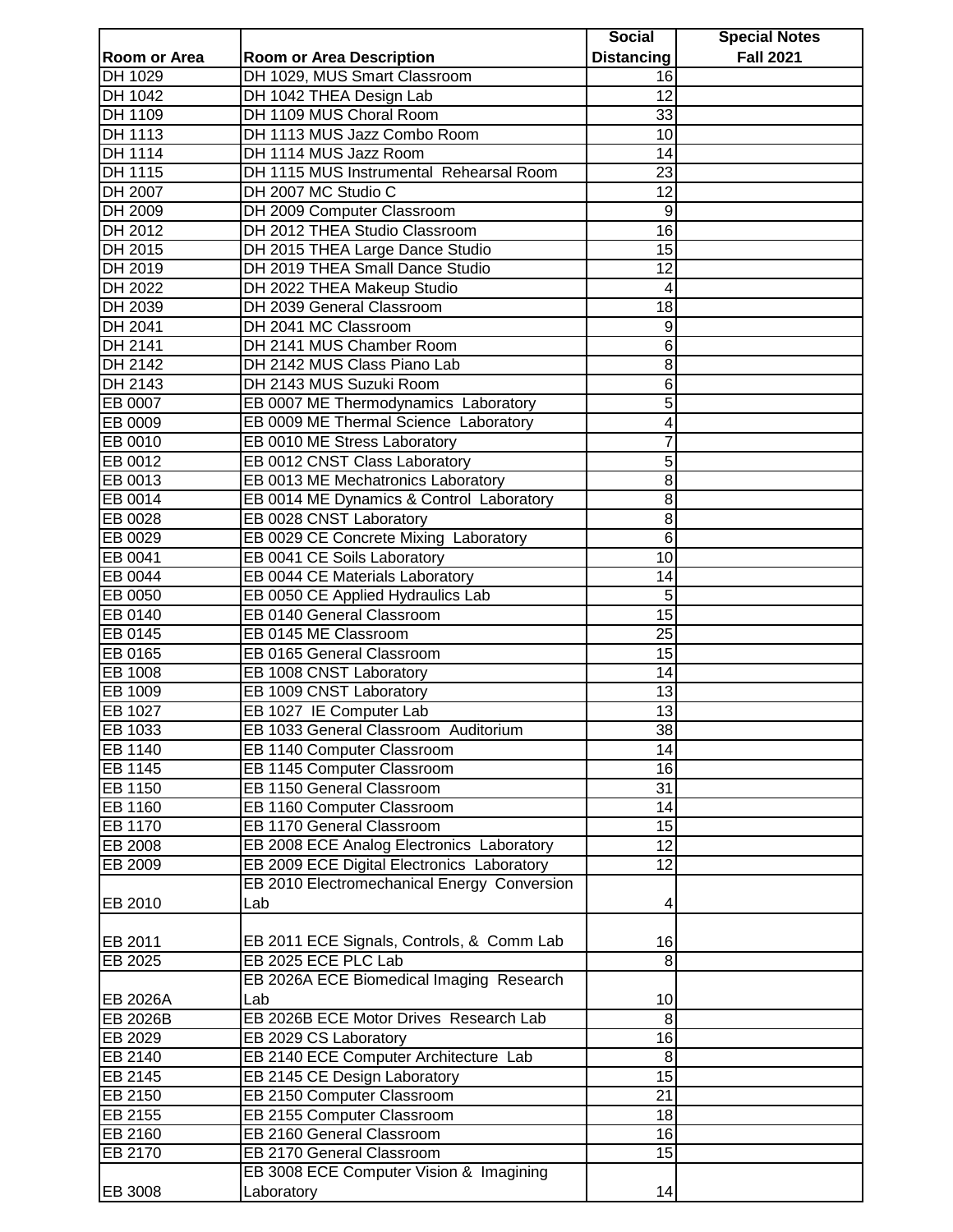| Room or Area | Room or Area Description | Social Distancing | Special Notes Fall 2021 |
|---|---|---|---|
| DH 1029 | DH 1029, MUS Smart Classroom | 16 | |
| DH 1042 | DH 1042 THEA Design Lab | 12 | |
| DH 1109 | DH 1109 MUS Choral Room | 33 | |
| DH 1113 | DH 1113 MUS Jazz Combo Room | 10 | |
| DH 1114 | DH 1114 MUS Jazz Room | 14 | |
| DH 1115 | DH 1115 MUS Instrumental Rehearsal Room | 23 | |
| DH 2007 | DH 2007 MC Studio C | 12 | |
| DH 2009 | DH 2009 Computer Classroom | 9 | |
| DH 2012 | DH 2012 THEA Studio Classroom | 16 | |
| DH 2015 | DH 2015 THEA Large Dance Studio | 15 | |
| DH 2019 | DH 2019 THEA Small Dance Studio | 12 | |
| DH 2022 | DH 2022 THEA Makeup Studio | 4 | |
| DH 2039 | DH 2039 General Classroom | 18 | |
| DH 2041 | DH 2041 MC Classroom | 9 | |
| DH 2141 | DH 2141 MUS Chamber Room | 6 | |
| DH 2142 | DH 2142 MUS Class Piano Lab | 8 | |
| DH 2143 | DH 2143 MUS Suzuki Room | 6 | |
| EB 0007 | EB 0007 ME Thermodynamics Laboratory | 5 | |
| EB 0009 | EB 0009 ME Thermal Science Laboratory | 4 | |
| EB 0010 | EB 0010 ME Stress Laboratory | 7 | |
| EB 0012 | EB 0012 CNST Class Laboratory | 5 | |
| EB 0013 | EB 0013 ME Mechatronics Laboratory | 8 | |
| EB 0014 | EB 0014 ME Dynamics & Control Laboratory | 8 | |
| EB 0028 | EB 0028 CNST Laboratory | 8 | |
| EB 0029 | EB 0029 CE Concrete Mixing Laboratory | 6 | |
| EB 0041 | EB 0041 CE Soils Laboratory | 10 | |
| EB 0044 | EB 0044 CE Materials Laboratory | 14 | |
| EB 0050 | EB 0050 CE Applied Hydraulics Lab | 5 | |
| EB 0140 | EB 0140 General Classroom | 15 | |
| EB 0145 | EB 0145 ME Classroom | 25 | |
| EB 0165 | EB 0165 General Classroom | 15 | |
| EB 1008 | EB 1008 CNST Laboratory | 14 | |
| EB 1009 | EB 1009 CNST Laboratory | 13 | |
| EB 1027 | EB 1027 IE Computer Lab | 13 | |
| EB 1033 | EB 1033 General Classroom Auditorium | 38 | |
| EB 1140 | EB 1140 Computer Classroom | 14 | |
| EB 1145 | EB 1145 Computer Classroom | 16 | |
| EB 1150 | EB 1150 General Classroom | 31 | |
| EB 1160 | EB 1160 Computer Classroom | 14 | |
| EB 1170 | EB 1170 General Classroom | 15 | |
| EB 2008 | EB 2008 ECE Analog Electronics Laboratory | 12 | |
| EB 2009 | EB 2009 ECE Digital Electronics Laboratory | 12 | |
| EB 2010 | EB 2010 Electromechanical Energy Conversion Lab | 4 | |
| EB 2011 | EB 2011 ECE Signals, Controls, & Comm Lab | 16 | |
| EB 2025 | EB 2025 ECE PLC Lab | 8 | |
| EB 2026A | EB 2026A ECE Biomedical Imaging Research Lab | 10 | |
| EB 2026B | EB 2026B ECE Motor Drives Research Lab | 8 | |
| EB 2029 | EB 2029 CS Laboratory | 16 | |
| EB 2140 | EB 2140 ECE Computer Architecture Lab | 8 | |
| EB 2145 | EB 2145 CE Design Laboratory | 15 | |
| EB 2150 | EB 2150 Computer Classroom | 21 | |
| EB 2155 | EB 2155 Computer Classroom | 18 | |
| EB 2160 | EB 2160 General Classroom | 16 | |
| EB 2170 | EB 2170 General Classroom | 15 | |
| EB 3008 | EB 3008 ECE Computer Vision & Imagining Laboratory | 14 | |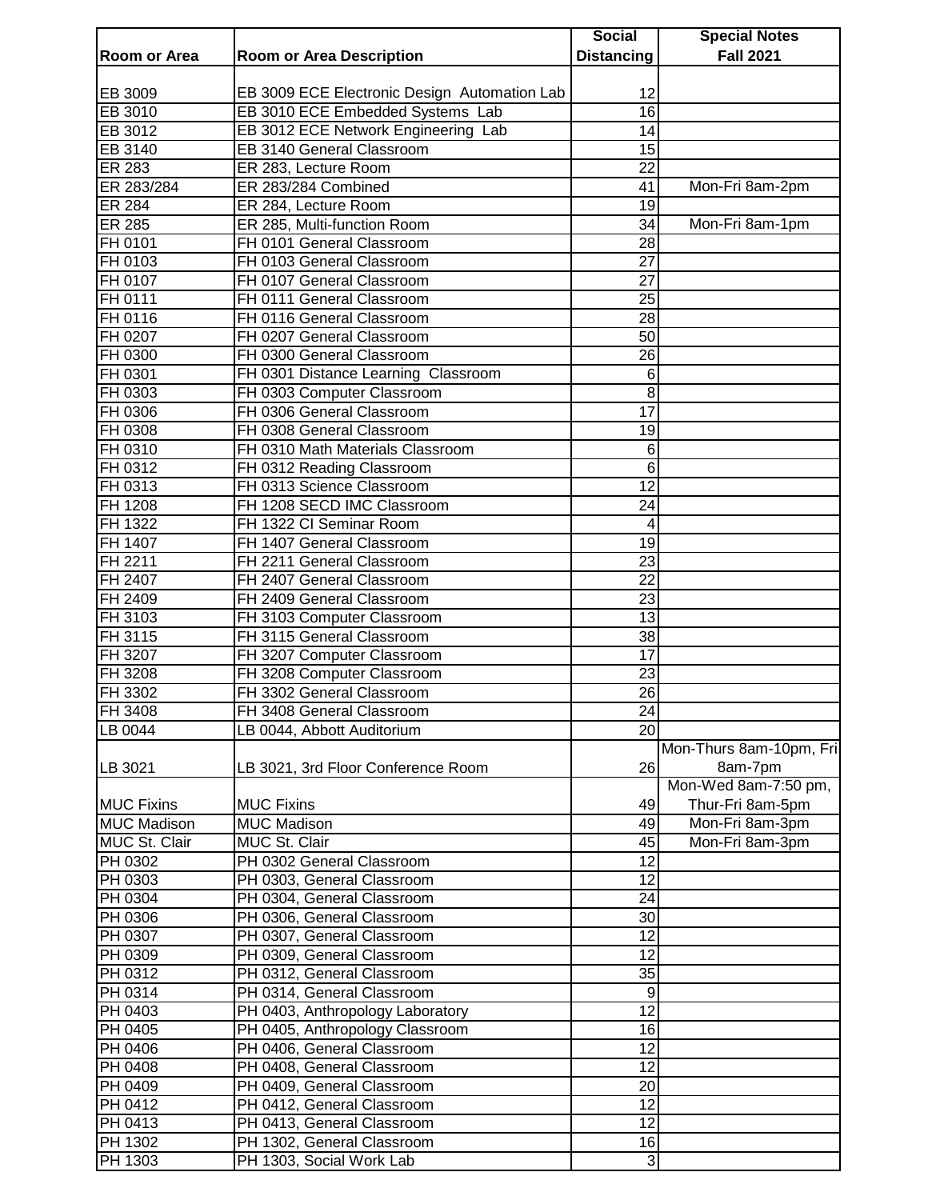| Room or Area | Room or Area Description | Social Distancing | Special Notes Fall 2021 |
|---|---|---|---|
| EB 3009 | EB 3009 ECE Electronic Design Automation Lab | 12 | |
| EB 3010 | EB 3010 ECE Embedded Systems Lab | 16 | |
| EB 3012 | EB 3012 ECE Network Engineering Lab | 14 | |
| EB 3140 | EB 3140 General Classroom | 15 | |
| ER 283 | ER 283, Lecture Room | 22 | |
| ER 283/284 | ER 283/284 Combined | 41 | Mon-Fri 8am-2pm |
| ER 284 | ER 284, Lecture Room | 19 | |
| ER 285 | ER 285, Multi-function Room | 34 | Mon-Fri 8am-1pm |
| FH 0101 | FH 0101 General Classroom | 28 | |
| FH 0103 | FH 0103 General Classroom | 27 | |
| FH 0107 | FH 0107 General Classroom | 27 | |
| FH 0111 | FH 0111 General Classroom | 25 | |
| FH 0116 | FH 0116 General Classroom | 28 | |
| FH 0207 | FH 0207 General Classroom | 50 | |
| FH 0300 | FH 0300 General Classroom | 26 | |
| FH 0301 | FH 0301 Distance Learning Classroom | 6 | |
| FH 0303 | FH 0303 Computer Classroom | 8 | |
| FH 0306 | FH 0306 General Classroom | 17 | |
| FH 0308 | FH 0308 General Classroom | 19 | |
| FH 0310 | FH 0310 Math Materials Classroom | 6 | |
| FH 0312 | FH 0312 Reading Classroom | 6 | |
| FH 0313 | FH 0313 Science Classroom | 12 | |
| FH 1208 | FH 1208 SECD IMC Classroom | 24 | |
| FH 1322 | FH 1322 CI Seminar Room | 4 | |
| FH 1407 | FH 1407 General Classroom | 19 | |
| FH 2211 | FH 2211 General Classroom | 23 | |
| FH 2407 | FH 2407 General Classroom | 22 | |
| FH 2409 | FH 2409 General Classroom | 23 | |
| FH 3103 | FH 3103 Computer Classroom | 13 | |
| FH 3115 | FH 3115 General Classroom | 38 | |
| FH 3207 | FH 3207 Computer Classroom | 17 | |
| FH 3208 | FH 3208 Computer Classroom | 23 | |
| FH 3302 | FH 3302 General Classroom | 26 | |
| FH 3408 | FH 3408 General Classroom | 24 | |
| LB 0044 | LB 0044, Abbott Auditorium | 20 | |
| LB 3021 | LB 3021, 3rd Floor Conference Room | 26 | Mon-Thurs 8am-10pm, Fri 8am-7pm |
| MUC Fixins | MUC Fixins | 49 | Mon-Wed 8am-7:50 pm, Thur-Fri 8am-5pm |
| MUC Madison | MUC Madison | 49 | Mon-Fri 8am-3pm |
| MUC St. Clair | MUC St. Clair | 45 | Mon-Fri 8am-3pm |
| PH 0302 | PH 0302 General Classroom | 12 | |
| PH 0303 | PH 0303, General Classroom | 12 | |
| PH 0304 | PH 0304, General Classroom | 24 | |
| PH 0306 | PH 0306, General Classroom | 30 | |
| PH 0307 | PH 0307, General Classroom | 12 | |
| PH 0309 | PH 0309, General Classroom | 12 | |
| PH 0312 | PH 0312, General Classroom | 35 | |
| PH 0314 | PH 0314, General Classroom | 9 | |
| PH 0403 | PH 0403, Anthropology Laboratory | 12 | |
| PH 0405 | PH 0405, Anthropology Classroom | 16 | |
| PH 0406 | PH 0406, General Classroom | 12 | |
| PH 0408 | PH 0408, General Classroom | 12 | |
| PH 0409 | PH 0409, General Classroom | 20 | |
| PH 0412 | PH 0412, General Classroom | 12 | |
| PH 0413 | PH 0413, General Classroom | 12 | |
| PH 1302 | PH 1302, General Classroom | 16 | |
| PH 1303 | PH 1303, Social Work Lab | 3 | |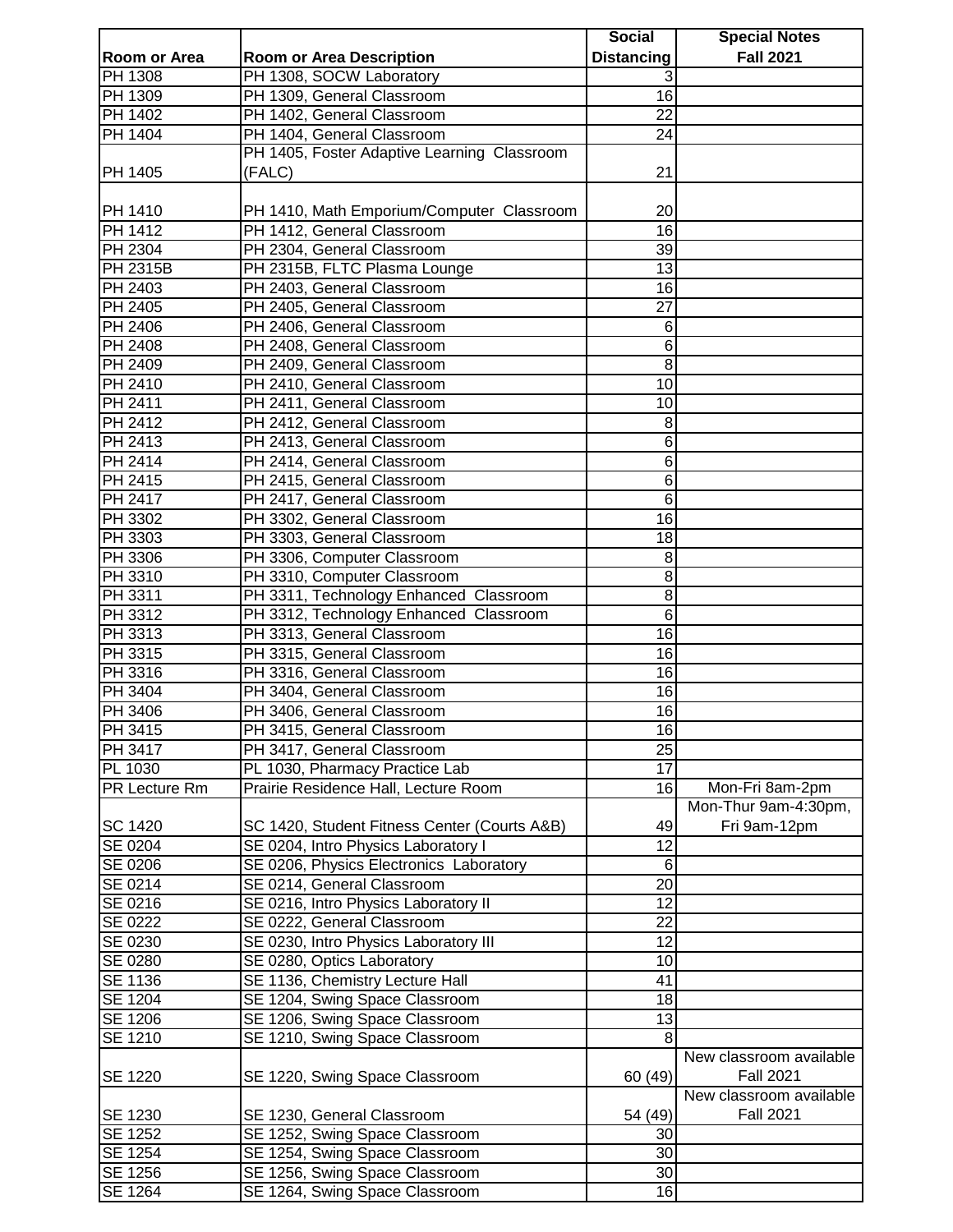| Room or Area | Room or Area Description | Social Distancing | Special Notes Fall 2021 |
|---|---|---|---|
| PH 1308 | PH 1308, SOCW Laboratory | 3 | |
| PH 1309 | PH 1309, General Classroom | 16 | |
| PH 1402 | PH 1402, General Classroom | 22 | |
| PH 1404 | PH 1404, General Classroom | 24 | |
| PH 1405 | PH 1405, Foster Adaptive Learning Classroom (FALC) | 21 | |
| PH 1410 | PH 1410, Math Emporium/Computer Classroom | 20 | |
| PH 1412 | PH 1412, General Classroom | 16 | |
| PH 2304 | PH 2304, General Classroom | 39 | |
| PH 2315B | PH 2315B, FLTC Plasma Lounge | 13 | |
| PH 2403 | PH 2403, General Classroom | 16 | |
| PH 2405 | PH 2405, General Classroom | 27 | |
| PH 2406 | PH 2406, General Classroom | 6 | |
| PH 2408 | PH 2408, General Classroom | 6 | |
| PH 2409 | PH 2409, General Classroom | 8 | |
| PH 2410 | PH 2410, General Classroom | 10 | |
| PH 2411 | PH 2411, General Classroom | 10 | |
| PH 2412 | PH 2412, General Classroom | 8 | |
| PH 2413 | PH 2413, General Classroom | 6 | |
| PH 2414 | PH 2414, General Classroom | 6 | |
| PH 2415 | PH 2415, General Classroom | 6 | |
| PH 2417 | PH 2417, General Classroom | 6 | |
| PH 3302 | PH 3302, General Classroom | 16 | |
| PH 3303 | PH 3303, General Classroom | 18 | |
| PH 3306 | PH 3306, Computer Classroom | 8 | |
| PH 3310 | PH 3310, Computer Classroom | 8 | |
| PH 3311 | PH 3311, Technology Enhanced Classroom | 8 | |
| PH 3312 | PH 3312, Technology Enhanced Classroom | 6 | |
| PH 3313 | PH 3313, General Classroom | 16 | |
| PH 3315 | PH 3315, General Classroom | 16 | |
| PH 3316 | PH 3316, General Classroom | 16 | |
| PH 3404 | PH 3404, General Classroom | 16 | |
| PH 3406 | PH 3406, General Classroom | 16 | |
| PH 3415 | PH 3415, General Classroom | 16 | |
| PH 3417 | PH 3417, General Classroom | 25 | |
| PL 1030 | PL 1030, Pharmacy Practice Lab | 17 | |
| PR Lecture Rm | Prairie Residence Hall, Lecture Room | 16 | Mon-Fri 8am-2pm |
| SC 1420 | SC 1420, Student Fitness Center (Courts A&B) | 49 | Mon-Thur 9am-4:30pm, Fri 9am-12pm |
| SE 0204 | SE 0204, Intro Physics Laboratory I | 12 | |
| SE 0206 | SE 0206, Physics Electronics Laboratory | 6 | |
| SE 0214 | SE 0214, General Classroom | 20 | |
| SE 0216 | SE 0216, Intro Physics Laboratory II | 12 | |
| SE 0222 | SE 0222, General Classroom | 22 | |
| SE 0230 | SE 0230, Intro Physics Laboratory III | 12 | |
| SE 0280 | SE 0280, Optics Laboratory | 10 | |
| SE 1136 | SE 1136, Chemistry Lecture Hall | 41 | |
| SE 1204 | SE 1204, Swing Space Classroom | 18 | |
| SE 1206 | SE 1206, Swing Space Classroom | 13 | |
| SE 1210 | SE 1210, Swing Space Classroom | 8 | |
| SE 1220 | SE 1220, Swing Space Classroom | 60 (49) | New classroom available Fall 2021 |
| SE 1230 | SE 1230, General Classroom | 54 (49) | New classroom available Fall 2021 |
| SE 1252 | SE 1252, Swing Space Classroom | 30 | |
| SE 1254 | SE 1254, Swing Space Classroom | 30 | |
| SE 1256 | SE 1256, Swing Space Classroom | 30 | |
| SE 1264 | SE 1264, Swing Space Classroom | 16 | |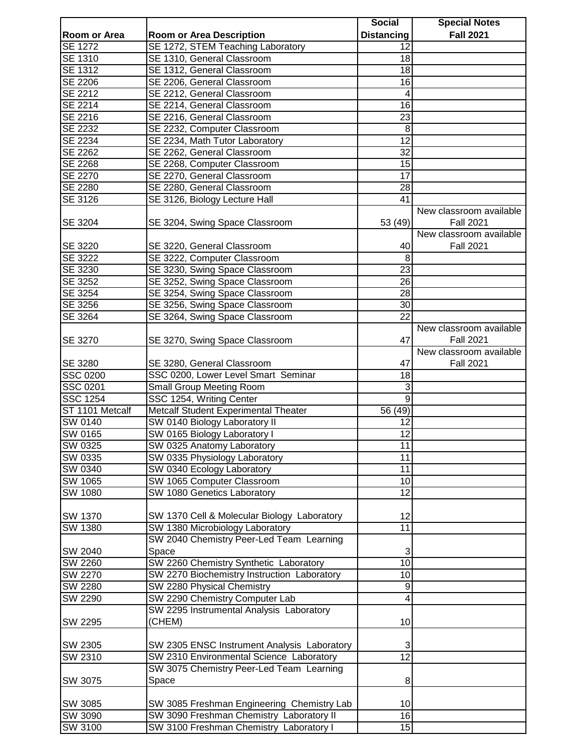| Room or Area | Room or Area Description | Social Distancing | Special Notes Fall 2021 |
|---|---|---|---|
| SE 1272 | SE 1272, STEM Teaching Laboratory | 12 | |
| SE 1310 | SE 1310, General Classroom | 18 | |
| SE 1312 | SE 1312, General Classroom | 18 | |
| SE 2206 | SE 2206, General Classroom | 16 | |
| SE 2212 | SE 2212, General Classroom | 4 | |
| SE 2214 | SE 2214, General Classroom | 16 | |
| SE 2216 | SE 2216, General Classroom | 23 | |
| SE 2232 | SE 2232, Computer Classroom | 8 | |
| SE 2234 | SE 2234, Math Tutor Laboratory | 12 | |
| SE 2262 | SE 2262, General Classroom | 32 | |
| SE 2268 | SE 2268, Computer Classroom | 15 | |
| SE 2270 | SE 2270, General Classroom | 17 | |
| SE 2280 | SE 2280, General Classroom | 28 | |
| SE 3126 | SE 3126, Biology Lecture Hall | 41 | |
| SE 3204 | SE 3204, Swing Space Classroom | 53 (49) | New classroom available Fall 2021 |
| SE 3220 | SE 3220, General Classroom | 40 | New classroom available Fall 2021 |
| SE 3222 | SE 3222, Computer Classroom | 8 | |
| SE 3230 | SE 3230, Swing Space Classroom | 23 | |
| SE 3252 | SE 3252, Swing Space Classroom | 26 | |
| SE 3254 | SE 3254, Swing Space Classroom | 28 | |
| SE 3256 | SE 3256, Swing Space Classroom | 30 | |
| SE 3264 | SE 3264, Swing Space Classroom | 22 | |
| SE 3270 | SE 3270, Swing Space Classroom | 47 | New classroom available Fall 2021 |
| SE 3280 | SE 3280, General Classroom | 47 | New classroom available Fall 2021 |
| SSC 0200 | SSC 0200, Lower Level Smart Seminar | 18 | |
| SSC 0201 | Small Group Meeting Room | 3 | |
| SSC 1254 | SSC 1254, Writing Center | 9 | |
| ST 1101 Metcalf | Metcalf Student Experimental Theater | 56 (49) | |
| SW 0140 | SW 0140 Biology Laboratory II | 12 | |
| SW 0165 | SW 0165 Biology Laboratory I | 12 | |
| SW 0325 | SW 0325 Anatomy Laboratory | 11 | |
| SW 0335 | SW 0335 Physiology Laboratory | 11 | |
| SW 0340 | SW 0340 Ecology Laboratory | 11 | |
| SW 1065 | SW 1065 Computer Classroom | 10 | |
| SW 1080 | SW 1080 Genetics Laboratory | 12 | |
| SW 1370 | SW 1370 Cell & Molecular Biology Laboratory | 12 | |
| SW 1380 | SW 1380 Microbiology Laboratory | 11 | |
| SW 2040 | SW 2040 Chemistry Peer-Led Team Learning Space | 3 | |
| SW 2260 | SW 2260 Chemistry Synthetic Laboratory | 10 | |
| SW 2270 | SW 2270 Biochemistry Instruction Laboratory | 10 | |
| SW 2280 | SW 2280 Physical Chemistry | 9 | |
| SW 2290 | SW 2290 Chemistry Computer Lab | 4 | |
| SW 2295 | SW 2295 Instrumental Analysis Laboratory (CHEM) | 10 | |
| SW 2305 | SW 2305 ENSC Instrument Analysis Laboratory | 3 | |
| SW 2310 | SW 2310 Environmental Science Laboratory | 12 | |
| SW 3075 | SW 3075 Chemistry Peer-Led Team Learning Space | 8 | |
| SW 3085 | SW 3085 Freshman Engineering Chemistry Lab | 10 | |
| SW 3090 | SW 3090 Freshman Chemistry Laboratory II | 16 | |
| SW 3100 | SW 3100 Freshman Chemistry Laboratory I | 15 | |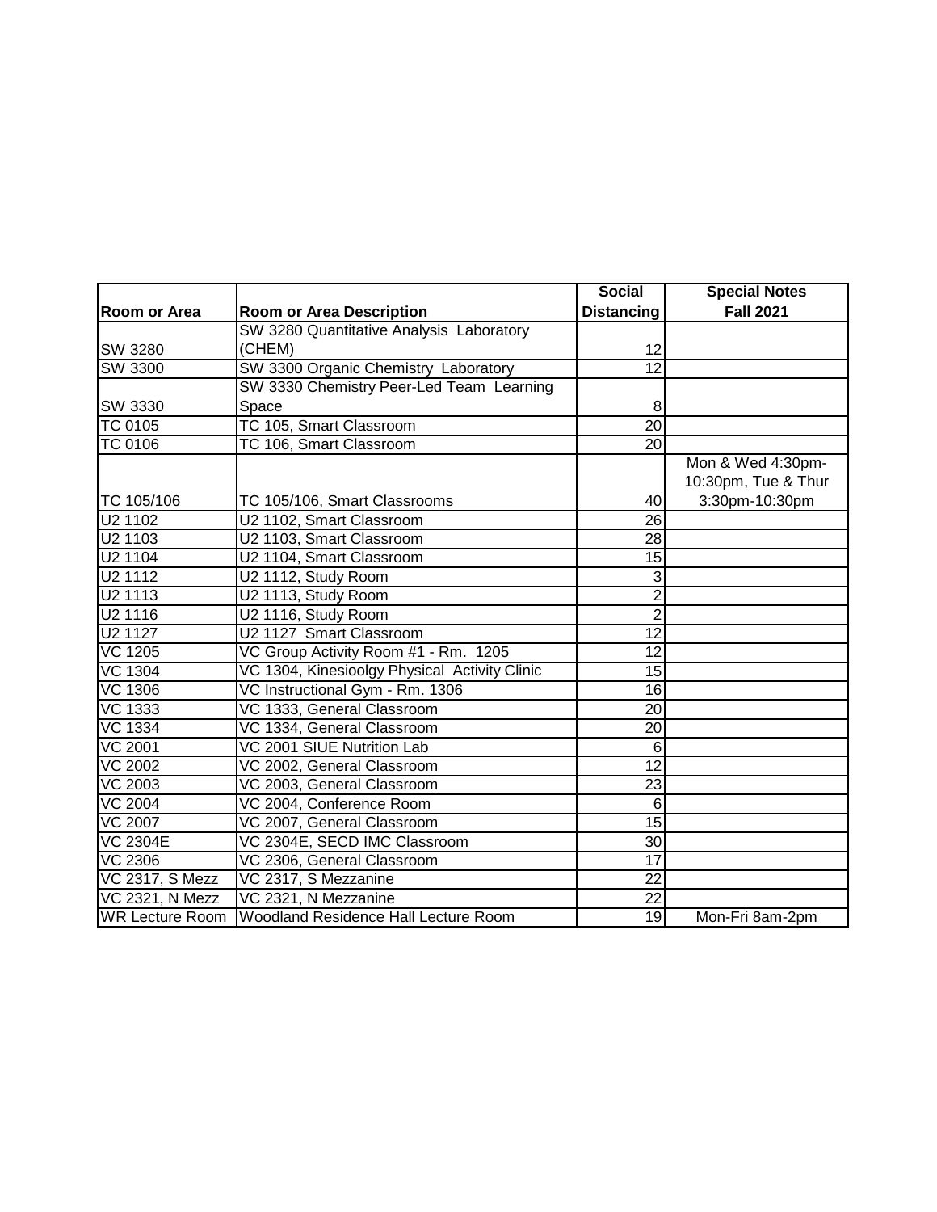| Room or Area | Room or Area Description | Social Distancing | Special Notes Fall 2021 |
|---|---|---|---|
| SW 3280 | SW 3280 Quantitative Analysis Laboratory (CHEM) | 12 | |
| SW 3300 | SW 3300 Organic Chemistry Laboratory | 12 | |
| SW 3330 | SW 3330 Chemistry Peer-Led Team Learning Space | 8 | |
| TC 0105 | TC 105, Smart Classroom | 20 | |
| TC 0106 | TC 106, Smart Classroom | 20 | |
| TC 105/106 | TC 105/106, Smart Classrooms | 40 | Mon & Wed 4:30pm-10:30pm, Tue & Thur 3:30pm-10:30pm |
| U2 1102 | U2 1102, Smart Classroom | 26 | |
| U2 1103 | U2 1103, Smart Classroom | 28 | |
| U2 1104 | U2 1104, Smart Classroom | 15 | |
| U2 1112 | U2 1112, Study Room | 3 | |
| U2 1113 | U2 1113, Study Room | 2 | |
| U2 1116 | U2 1116, Study Room | 2 | |
| U2 1127 | U2 1127 Smart Classroom | 12 | |
| VC 1205 | VC Group Activity Room #1 - Rm. 1205 | 12 | |
| VC 1304 | VC 1304, Kinesioolgy Physical Activity Clinic | 15 | |
| VC 1306 | VC Instructional Gym - Rm. 1306 | 16 | |
| VC 1333 | VC 1333, General Classroom | 20 | |
| VC 1334 | VC 1334, General Classroom | 20 | |
| VC 2001 | VC 2001 SIUE Nutrition Lab | 6 | |
| VC 2002 | VC 2002, General Classroom | 12 | |
| VC 2003 | VC 2003, General Classroom | 23 | |
| VC 2004 | VC 2004, Conference Room | 6 | |
| VC 2007 | VC 2007, General Classroom | 15 | |
| VC 2304E | VC 2304E, SECD IMC Classroom | 30 | |
| VC 2306 | VC 2306, General Classroom | 17 | |
| VC 2317, S Mezz | VC 2317, S Mezzanine | 22 | |
| VC 2321, N Mezz | VC 2321, N Mezzanine | 22 | |
| WR Lecture Room | Woodland Residence Hall Lecture Room | 19 | Mon-Fri 8am-2pm |